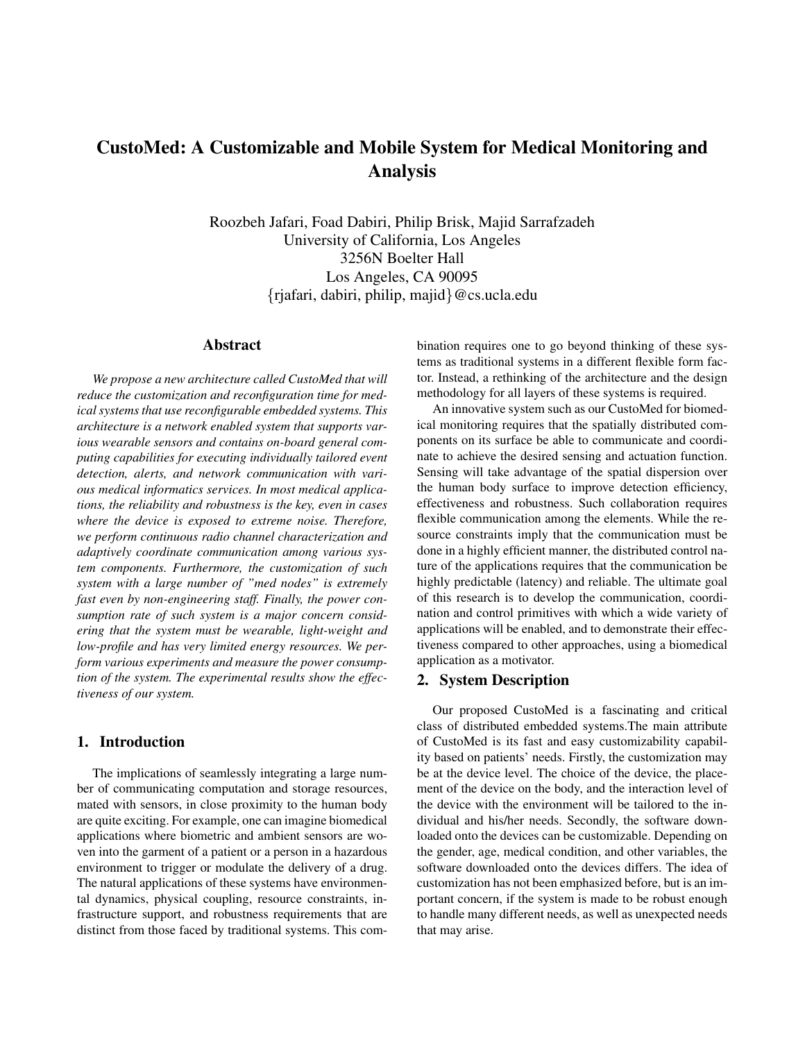# CustoMed: A Customizable and Mobile System for Medical Monitoring and Analysis

Roozbeh Jafari, Foad Dabiri, Philip Brisk, Majid Sarrafzadeh
University of California, Los Angeles
3256N Boelter Hall
Los Angeles, CA 90095
{rjafari, dabiri, philip, majid}@cs.ucla.edu

## Abstract

*We propose a new architecture called CustoMed that will reduce the customization and reconfiguration time for medical systems that use reconfigurable embedded systems. This architecture is a network enabled system that supports various wearable sensors and contains on-board general computing capabilities for executing individually tailored event detection, alerts, and network communication with various medical informatics services. In most medical applications, the reliability and robustness is the key, even in cases where the device is exposed to extreme noise. Therefore, we perform continuous radio channel characterization and adaptively coordinate communication among various system components. Furthermore, the customization of such system with a large number of "med nodes" is extremely fast even by non-engineering staff. Finally, the power consumption rate of such system is a major concern considering that the system must be wearable, light-weight and low-profile and has very limited energy resources. We perform various experiments and measure the power consumption of the system. The experimental results show the effectiveness of our system.*

## 1. Introduction

The implications of seamlessly integrating a large number of communicating computation and storage resources, mated with sensors, in close proximity to the human body are quite exciting. For example, one can imagine biomedical applications where biometric and ambient sensors are woven into the garment of a patient or a person in a hazardous environment to trigger or modulate the delivery of a drug. The natural applications of these systems have environmental dynamics, physical coupling, resource constraints, infrastructure support, and robustness requirements that are distinct from those faced by traditional systems. This combination requires one to go beyond thinking of these systems as traditional systems in a different flexible form factor. Instead, a rethinking of the architecture and the design methodology for all layers of these systems is required.

An innovative system such as our CustoMed for biomedical monitoring requires that the spatially distributed components on its surface be able to communicate and coordinate to achieve the desired sensing and actuation function. Sensing will take advantage of the spatial dispersion over the human body surface to improve detection efficiency, effectiveness and robustness. Such collaboration requires flexible communication among the elements. While the resource constraints imply that the communication must be done in a highly efficient manner, the distributed control nature of the applications requires that the communication be highly predictable (latency) and reliable. The ultimate goal of this research is to develop the communication, coordination and control primitives with which a wide variety of applications will be enabled, and to demonstrate their effectiveness compared to other approaches, using a biomedical application as a motivator.

## 2. System Description

Our proposed CustoMed is a fascinating and critical class of distributed embedded systems.The main attribute of CustoMed is its fast and easy customizability capability based on patients' needs. Firstly, the customization may be at the device level. The choice of the device, the placement of the device on the body, and the interaction level of the device with the environment will be tailored to the individual and his/her needs. Secondly, the software downloaded onto the devices can be customizable. Depending on the gender, age, medical condition, and other variables, the software downloaded onto the devices differs. The idea of customization has not been emphasized before, but is an important concern, if the system is made to be robust enough to handle many different needs, as well as unexpected needs that may arise.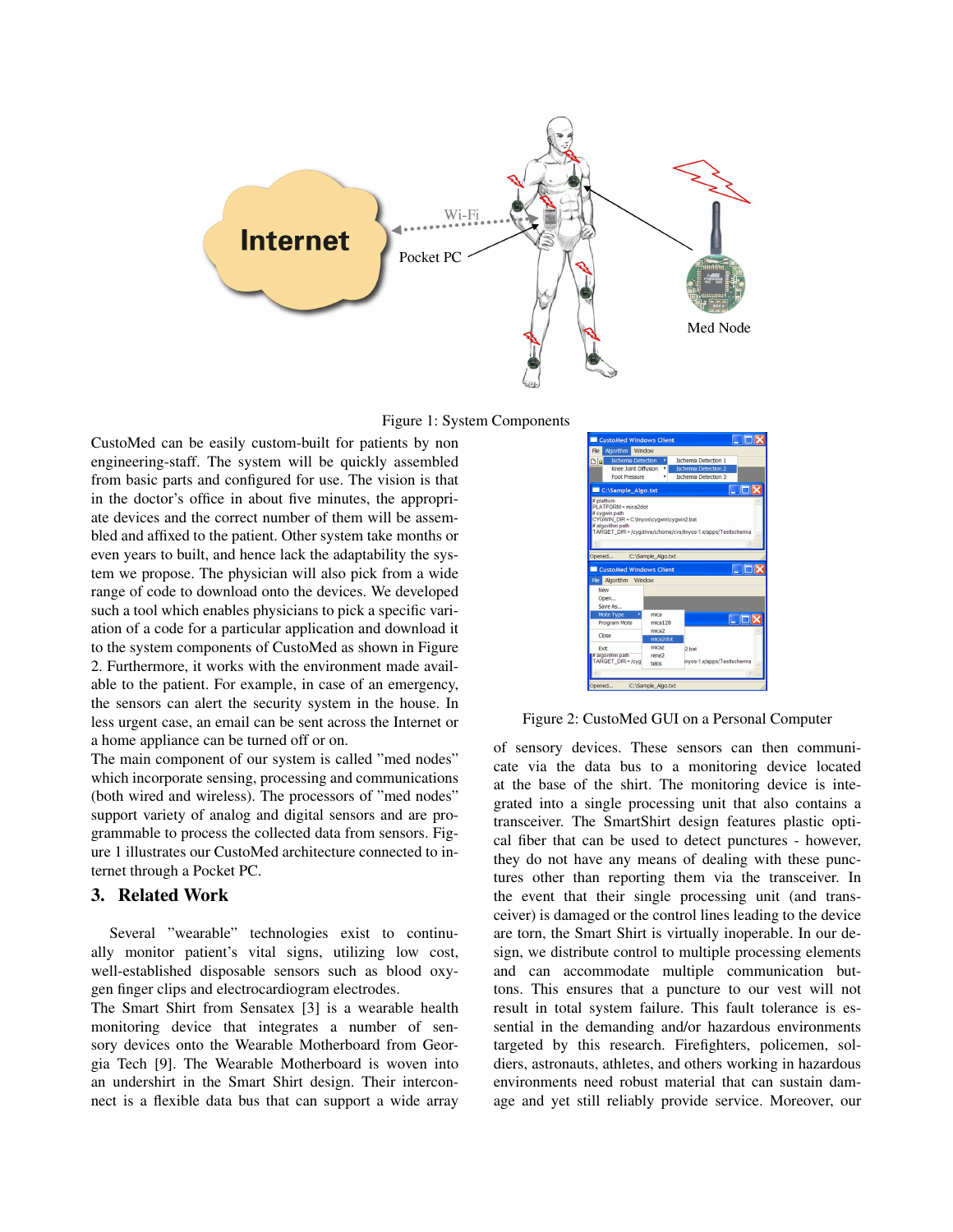Figure 1: System Components

CustoMed can be easily custom-built for patients by non engineering-staff. The system will be quickly assembled from basic parts and configured for use. The vision is that in the doctor's office in about five minutes, the appropriate devices and the correct number of them will be assembled and affixed to the patient. Other system take months or even years to built, and hence lack the adaptability the system we propose. The physician will also pick from a wide range of code to download onto the devices. We developed such a tool which enables physicians to pick a specific variation of a code for a particular application and download it to the system components of CustoMed as shown in Figure 2. Furthermore, it works with the environment made available to the patient. For example, in case of an emergency, the sensors can alert the security system in the house. In less urgent case, an email can be sent across the Internet or a home appliance can be turned off or on.

The main component of our system is called "med nodes" which incorporate sensing, processing and communications (both wired and wireless). The processors of "med nodes" support variety of analog and digital sensors and are programmable to process the collected data from sensors. Figure 1 illustrates our CustoMed architecture connected to internet through a Pocket PC.

## 3. Related Work

Several "wearable" technologies exist to continually monitor patient's vital signs, utilizing low cost, well-established disposable sensors such as blood oxygen finger clips and electrocardiogram electrodes.

The Smart Shirt from Sensatex [3] is a wearable health monitoring device that integrates a number of sensory devices onto the Wearable Motherboard from Georgia Tech [9]. The Wearable Motherboard is woven into an undershirt in the Smart Shirt design. Their interconnect is a flexible data bus that can support a wide array

Figure 2: CustoMed GUI on a Personal Computer

of sensory devices. These sensors can then communicate via the data bus to a monitoring device located at the base of the shirt. The monitoring device is integrated into a single processing unit that also contains a transceiver. The SmartShirt design features plastic optical fiber that can be used to detect punctures - however, they do not have any means of dealing with these punctures other than reporting them via the transceiver. In the event that their single processing unit (and transceiver) is damaged or the control lines leading to the device are torn, the Smart Shirt is virtually inoperable. In our design, we distribute control to multiple processing elements and can accommodate multiple communication buttons. This ensures that a puncture to our vest will not result in total system failure. This fault tolerance is essential in the demanding and/or hazardous environments targeted by this research. Firefighters, policemen, soldiers, astronauts, athletes, and others working in hazardous environments need robust material that can sustain damage and yet still reliably provide service. Moreover, our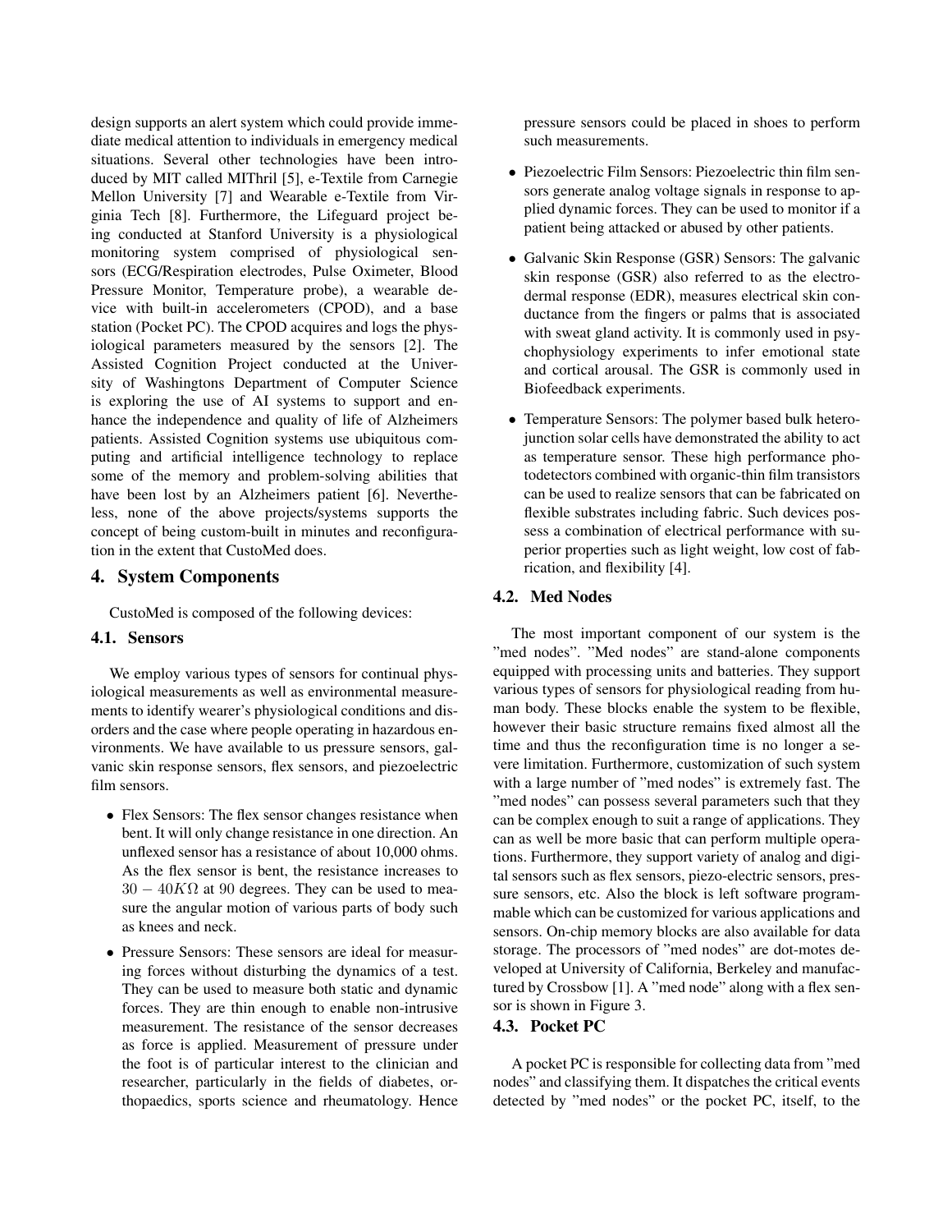design supports an alert system which could provide immediate medical attention to individuals in emergency medical situations. Several other technologies have been introduced by MIT called MIThril [5], e-Textile from Carnegie Mellon University [7] and Wearable e-Textile from Virginia Tech [8]. Furthermore, the Lifeguard project being conducted at Stanford University is a physiological monitoring system comprised of physiological sensors (ECG/Respiration electrodes, Pulse Oximeter, Blood Pressure Monitor, Temperature probe), a wearable device with built-in accelerometers (CPOD), and a base station (Pocket PC). The CPOD acquires and logs the physiological parameters measured by the sensors [2]. The Assisted Cognition Project conducted at the University of Washingtons Department of Computer Science is exploring the use of AI systems to support and enhance the independence and quality of life of Alzheimers patients. Assisted Cognition systems use ubiquitous computing and artificial intelligence technology to replace some of the memory and problem-solving abilities that have been lost by an Alzheimers patient [6]. Nevertheless, none of the above projects/systems supports the concept of being custom-built in minutes and reconfiguration in the extent that CustoMed does.

## 4. System Components

CustoMed is composed of the following devices:

### 4.1. Sensors

We employ various types of sensors for continual physiological measurements as well as environmental measurements to identify wearer's physiological conditions and disorders and the case where people operating in hazardous environments. We have available to us pressure sensors, galvanic skin response sensors, flex sensors, and piezoelectric film sensors.

- Flex Sensors: The flex sensor changes resistance when bent. It will only change resistance in one direction. An unflexed sensor has a resistance of about 10,000 ohms. As the flex sensor is bent, the resistance increases to $30 - 40K\Omega$ at $90$ degrees. They can be used to measure the angular motion of various parts of body such as knees and neck.
- Pressure Sensors: These sensors are ideal for measuring forces without disturbing the dynamics of a test. They can be used to measure both static and dynamic forces. They are thin enough to enable non-intrusive measurement. The resistance of the sensor decreases as force is applied. Measurement of pressure under the foot is of particular interest to the clinician and researcher, particularly in the fields of diabetes, orthopaedics, sports science and rheumatology. Hence pressure sensors could be placed in shoes to perform such measurements.
- Piezoelectric Film Sensors: Piezoelectric thin film sensors generate analog voltage signals in response to applied dynamic forces. They can be used to monitor if a patient being attacked or abused by other patients.
- Galvanic Skin Response (GSR) Sensors: The galvanic skin response (GSR) also referred to as the electrodermal response (EDR), measures electrical skin conductance from the fingers or palms that is associated with sweat gland activity. It is commonly used in psychophysiology experiments to infer emotional state and cortical arousal. The GSR is commonly used in Biofeedback experiments.
- Temperature Sensors: The polymer based bulk heterojunction solar cells have demonstrated the ability to act as temperature sensor. These high performance photodetectors combined with organic-thin film transistors can be used to realize sensors that can be fabricated on flexible substrates including fabric. Such devices possess a combination of electrical performance with superior properties such as light weight, low cost of fabrication, and flexibility [4].

### 4.2. Med Nodes

The most important component of our system is the "med nodes". "Med nodes" are stand-alone components equipped with processing units and batteries. They support various types of sensors for physiological reading from human body. These blocks enable the system to be flexible, however their basic structure remains fixed almost all the time and thus the reconfiguration time is no longer a severe limitation. Furthermore, customization of such system with a large number of "med nodes" is extremely fast. The "med nodes" can possess several parameters such that they can be complex enough to suit a range of applications. They can as well be more basic that can perform multiple operations. Furthermore, they support variety of analog and digital sensors such as flex sensors, piezo-electric sensors, pressure sensors, etc. Also the block is left software programmable which can be customized for various applications and sensors. On-chip memory blocks are also available for data storage. The processors of "med nodes" are dot-motes developed at University of California, Berkeley and manufactured by Crossbow [1]. A "med node" along with a flex sensor is shown in Figure 3.

### 4.3. Pocket PC

A pocket PC is responsible for collecting data from "med nodes" and classifying them. It dispatches the critical events detected by "med nodes" or the pocket PC, itself, to the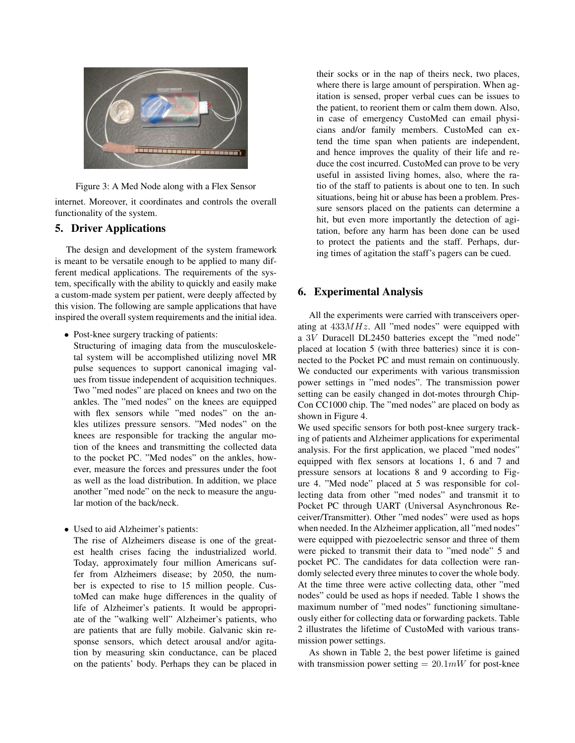Figure 3: A Med Node along with a Flex Sensor

internet. Moreover, it coordinates and controls the overall functionality of the system.

## 5. Driver Applications

The design and development of the system framework is meant to be versatile enough to be applied to many different medical applications. The requirements of the system, specifically with the ability to quickly and easily make a custom-made system per patient, were deeply affected by this vision. The following are sample applications that have inspired the overall system requirements and the initial idea.

- Post-knee surgery tracking of patients:
  Structuring of imaging data from the musculoskeletal system will be accomplished utilizing novel MR pulse sequences to support canonical imaging values from tissue independent of acquisition techniques. Two "med nodes" are placed on knees and two on the ankles. The "med nodes" on the knees are equipped with flex sensors while "med nodes" on the ankles utilizes pressure sensors. "Med nodes" on the knees are responsible for tracking the angular motion of the knees and transmitting the collected data to the pocket PC. "Med nodes" on the ankles, however, measure the forces and pressures under the foot as well as the load distribution. In addition, we place another "med node" on the neck to measure the angular motion of the back/neck.

- Used to aid Alzheimer's patients:
  The rise of Alzheimers disease is one of the greatest health crises facing the industrialized world. Today, approximately four million Americans suffer from Alzheimers disease; by 2050, the number is expected to rise to 15 million people. CustoMed can make huge differences in the quality of life of Alzheimer's patients. It would be appropriate of the "walking well" Alzheimer's patients, who are patients that are fully mobile. Galvanic skin response sensors, which detect arousal and/or agitation by measuring skin conductance, can be placed on the patients' body. Perhaps they can be placed in their socks or in the nap of theirs neck, two places, where there is large amount of perspiration. When agitation is sensed, proper verbal cues can be issues to the patient, to reorient them or calm them down. Also, in case of emergency CustoMed can email physicians and/or family members. CustoMed can extend the time span when patients are independent, and hence improves the quality of their life and reduce the cost incurred. CustoMed can prove to be very useful in assisted living homes, also, where the ratio of the staff to patients is about one to ten. In such situations, being hit or abuse has been a problem. Pressure sensors placed on the patients can determine a hit, but even more importantly the detection of agitation, before any harm has been done can be used to protect the patients and the staff. Perhaps, during times of agitation the staff's pagers can be cued.

## 6. Experimental Analysis

All the experiments were carried with transceivers operating at $433MHz$. All "med nodes" were equipped with a $3V$ Duracell DL2450 batteries except the "med node" placed at location 5 (with three batteries) since it is connected to the Pocket PC and must remain on continuously. We conducted our experiments with various transmission power settings in "med nodes". The transmission power setting can be easily changed in dot-motes throurgh ChipCon CC1000 chip. The "med nodes" are placed on body as shown in Figure 4.
We used specific sensors for both post-knee surgery tracking of patients and Alzheimer applications for experimental analysis. For the first application, we placed "med nodes" equipped with flex sensors at locations 1, 6 and 7 and pressure sensors at locations 8 and 9 according to Figure 4. "Med node" placed at 5 was responsible for collecting data from other "med nodes" and transmit it to Pocket PC through UART (Universal Asynchronous Receiver/Transmitter). Other "med nodes" were used as hops when needed. In the Alzheimer application, all "med nodes" were equipped with piezoelectric sensor and three of them were picked to transmit their data to "med node" 5 and pocket PC. The candidates for data collection were randomly selected every three minutes to cover the whole body. At the time three were active collecting data, other "med nodes" could be used as hops if needed. Table 1 shows the maximum number of "med nodes" functioning simultaneously either for collecting data or forwarding packets. Table 2 illustrates the lifetime of CustoMed with various transmission power settings.

As shown in Table 2, the best power lifetime is gained with transmission power setting $= 20.1mW$ for post-knee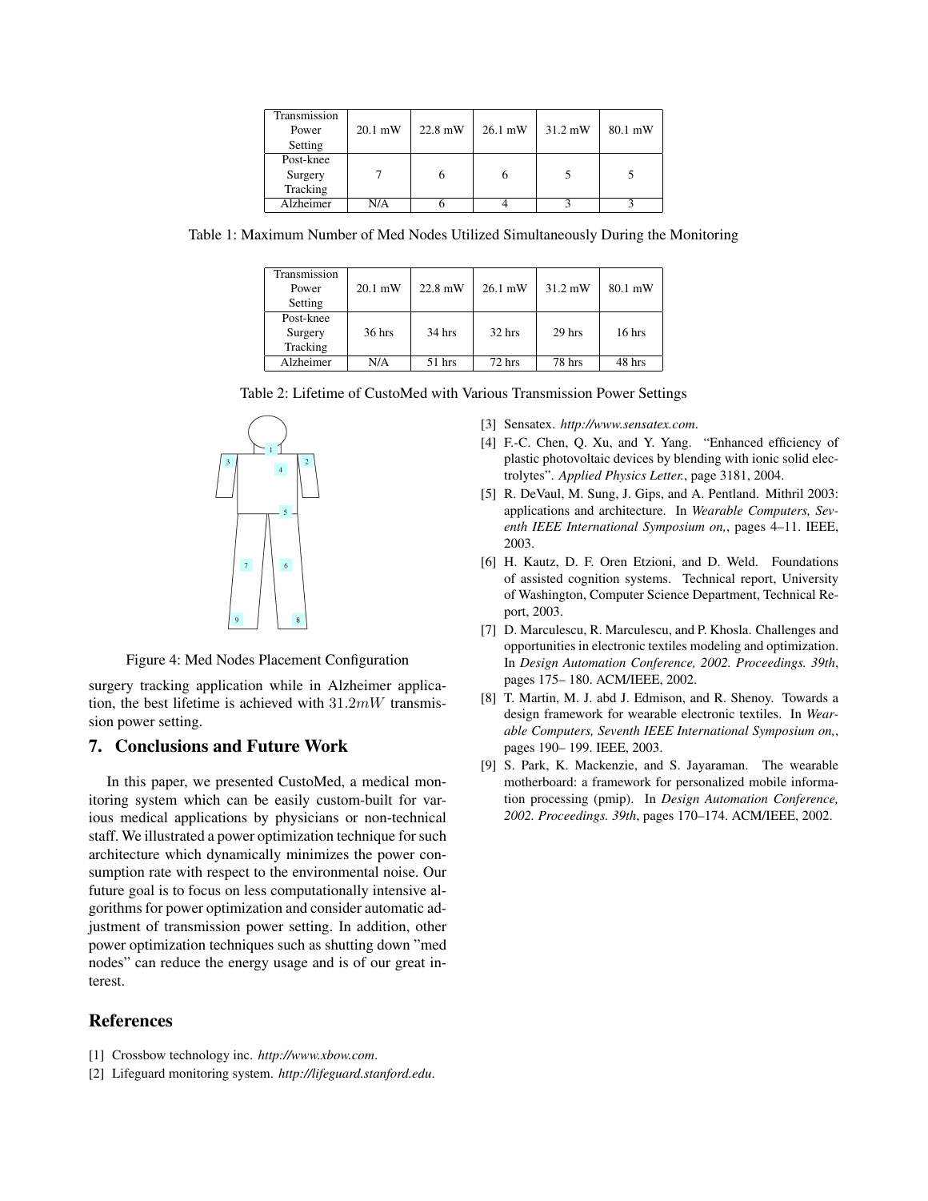| Transmission Power Setting | 20.1 mW | 22.8 mW | 26.1 mW | 31.2 mW | 80.1 mW |
|---|---|---|---|---|---|
| Post-knee Surgery Tracking | 7 | 6 | 6 | 5 | 5 |
| Alzheimer | N/A | 6 | 4 | 3 | 3 |

Table 1: Maximum Number of Med Nodes Utilized Simultaneously During the Monitoring

| Transmission Power Setting | 20.1 mW | 22.8 mW | 26.1 mW | 31.2 mW | 80.1 mW |
|---|---|---|---|---|---|
| Post-knee Surgery Tracking | 36 hrs | 34 hrs | 32 hrs | 29 hrs | 16 hrs |
| Alzheimer | N/A | 51 hrs | 72 hrs | 78 hrs | 48 hrs |

Table 2: Lifetime of CustoMed with Various Transmission Power Settings

1
3
2
4
5
7
6
9
8

Figure 4: Med Nodes Placement Configuration

surgery tracking application while in Alzheimer application, the best lifetime is achieved with $31.2mW$ transmission power setting.

## 7. Conclusions and Future Work

In this paper, we presented CustoMed, a medical monitoring system which can be easily custom-built for various medical applications by physicians or non-technical staff. We illustrated a power optimization technique for such architecture which dynamically minimizes the power consumption rate with respect to the environmental noise. Our future goal is to focus on less computationally intensive algorithms for power optimization and consider automatic adjustment of transmission power setting. In addition, other power optimization techniques such as shutting down "med nodes" can reduce the energy usage and is of our great interest.

## References

[1] Crossbow technology inc. *http://www.xbow.com*.

[2] Lifeguard monitoring system. *http://lifeguard.stanford.edu*.

[3] Sensatex. *http://www.sensatex.com*.

[4] F.-C. Chen, Q. Xu, and Y. Yang. "Enhanced efficiency of plastic photovoltaic devices by blending with ionic solid electrolytes". *Applied Physics Letter.*, page 3181, 2004.

[5] R. DeVaul, M. Sung, J. Gips, and A. Pentland. Mithril 2003: applications and architecture. In *Wearable Computers, Seventh IEEE International Symposium on,*, pages 4–11. IEEE, 2003.

[6] H. Kautz, D. F. Oren Etzioni, and D. Weld. Foundations of assisted cognition systems. Technical report, University of Washington, Computer Science Department, Technical Report, 2003.

[7] D. Marculescu, R. Marculescu, and P. Khosla. Challenges and opportunities in electronic textiles modeling and optimization. In *Design Automation Conference, 2002. Proceedings. 39th*, pages 175– 180. ACM/IEEE, 2002.

[8] T. Martin, M. J. abd J. Edmison, and R. Shenoy. Towards a design framework for wearable electronic textiles. In *Wearable Computers, Seventh IEEE International Symposium on,*, pages 190– 199. IEEE, 2003.

[9] S. Park, K. Mackenzie, and S. Jayaraman. The wearable motherboard: a framework for personalized mobile information processing (pmip). In *Design Automation Conference, 2002. Proceedings. 39th*, pages 170–174. ACM/IEEE, 2002.